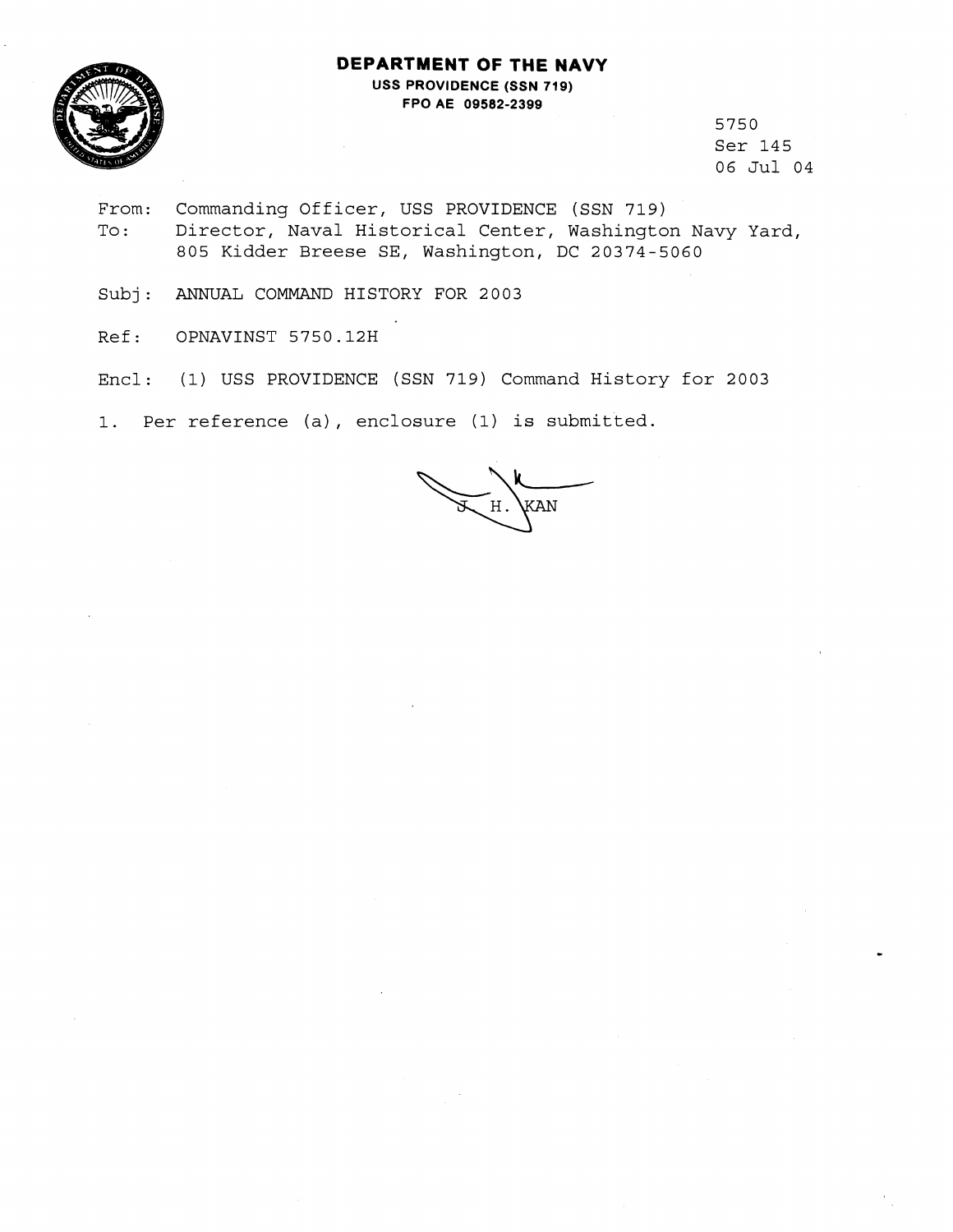# DEPARTMENT OF THE NAVY

**USS PROVIDENCE (SSN 719)**
**FPO AE 09582-2399**

5750
Ser 145
06 Jul 04

From: Commanding Officer, USS PROVIDENCE (SSN 719)
To: Director, Naval Historical Center, Washington Navy Yard, 805 Kidder Breese SE, Washington, DC 20374-5060

Subj: ANNUAL COMMAND HISTORY FOR 2003

Ref: OPNAVINST 5750.12H

Encl: (1) USS PROVIDENCE (SSN 719) Command History for 2003

1. Per reference (a), enclosure (1) is submitted.

J. H. KAN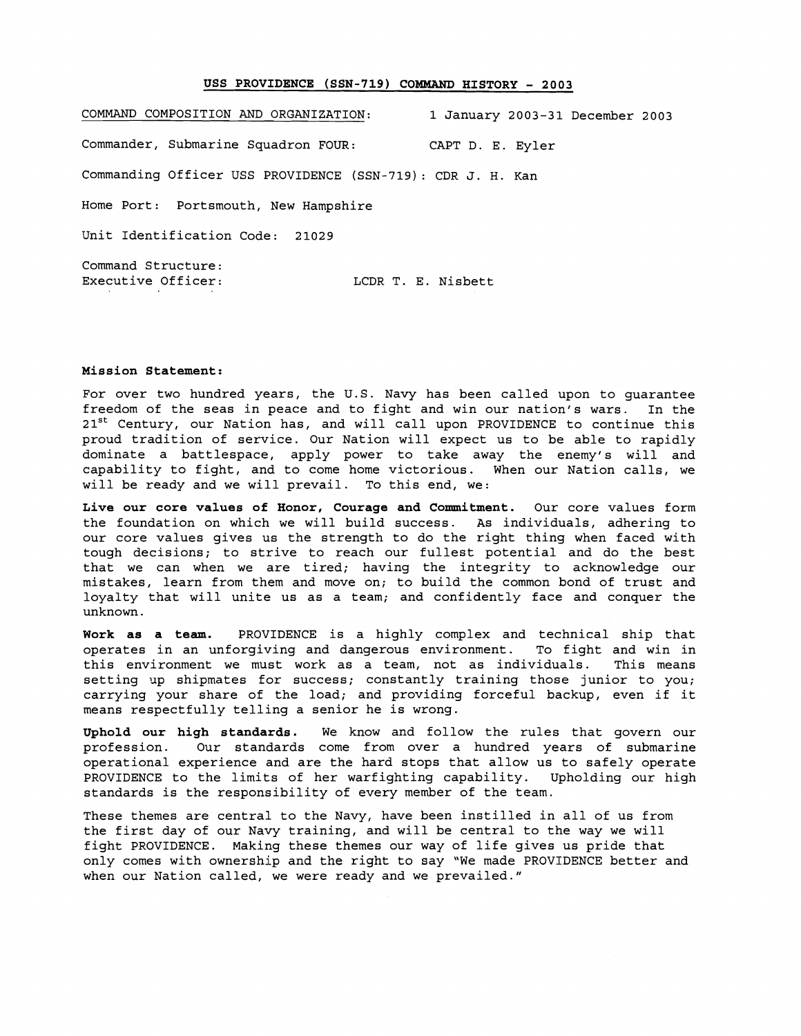## USS PROVIDENCE (SSN-719) COMMAND HISTORY - 2003

COMMAND COMPOSITION AND ORGANIZATION: 1 January 2003-31 December 2003

Commander, Submarine Squadron FOUR: CAPT D. E. Eyler

Commanding Officer USS PROVIDENCE (SSN-719): CDR J. H. Kan

Home Port: Portsmouth, New Hampshire

Unit Identification Code: 21029

Command Structure:
Executive Officer: LCDR T. E. Nisbett

**Mission Statement:**

For over two hundred years, the U.S. Navy has been called upon to guarantee freedom of the seas in peace and to fight and win our nation's wars. In the 21st Century, our Nation has, and will call upon PROVIDENCE to continue this proud tradition of service. Our Nation will expect us to be able to rapidly dominate a battlespace, apply power to take away the enemy's will and capability to fight, and to come home victorious. When our Nation calls, we will be ready and we will prevail. To this end, we:

**Live our core values of Honor, Courage and Commitment.** Our core values form the foundation on which we will build success. As individuals, adhering to our core values gives us the strength to do the right thing when faced with tough decisions; to strive to reach our fullest potential and do the best that we can when we are tired; having the integrity to acknowledge our mistakes, learn from them and move on; to build the common bond of trust and loyalty that will unite us as a team; and confidently face and conquer the unknown.

**Work as a team.** PROVIDENCE is a highly complex and technical ship that operates in an unforgiving and dangerous environment. To fight and win in this environment we must work as a team, not as individuals. This means setting up shipmates for success; constantly training those junior to you; carrying your share of the load; and providing forceful backup, even if it means respectfully telling a senior he is wrong.

**Uphold our high standards.** We know and follow the rules that govern our profession. Our standards come from over a hundred years of submarine operational experience and are the hard stops that allow us to safely operate PROVIDENCE to the limits of her warfighting capability. Upholding our high standards is the responsibility of every member of the team.

These themes are central to the Navy, have been instilled in all of us from the first day of our Navy training, and will be central to the way we will fight PROVIDENCE. Making these themes our way of life gives us pride that only comes with ownership and the right to say "We made PROVIDENCE better and when our Nation called, we were ready and we prevailed."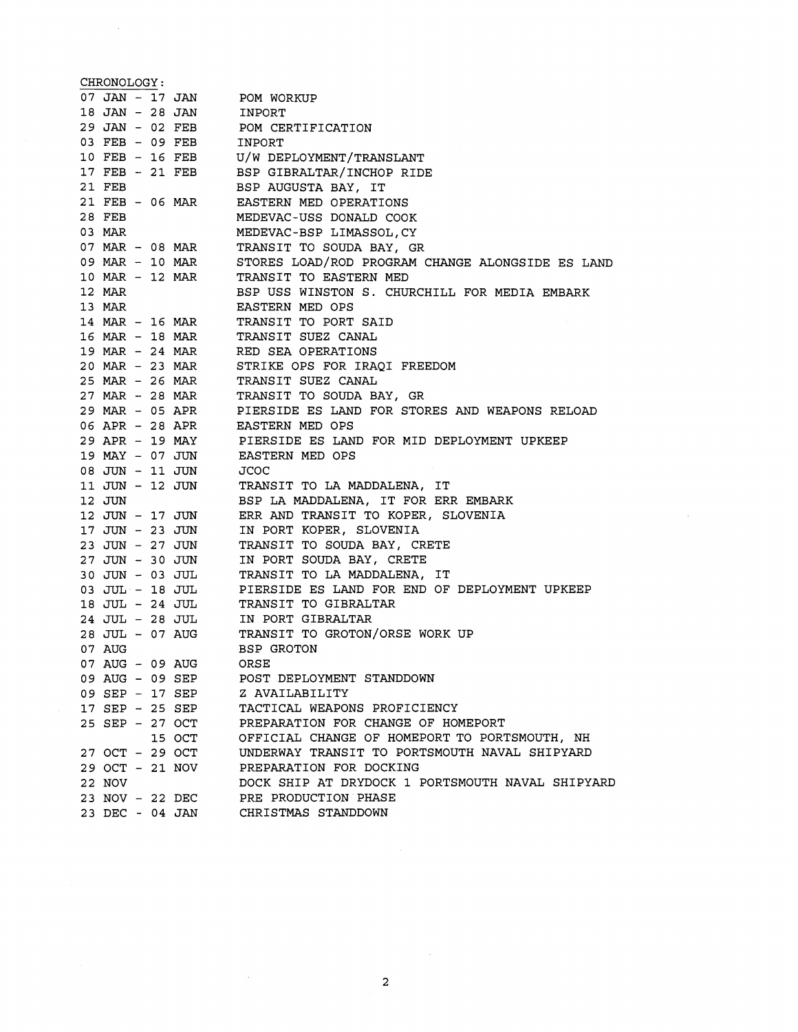CHRONOLOGY:

| | |
|---|---|
| 07 JAN - 17 JAN | POM WORKUP |
| 18 JAN - 28 JAN | INPORT |
| 29 JAN - 02 FEB | POM CERTIFICATION |
| 03 FEB - 09 FEB | INPORT |
| 10 FEB - 16 FEB | U/W DEPLOYMENT/TRANSLANT |
| 17 FEB - 21 FEB | BSP GIBRALTAR/INCHOP RIDE |
| 21 FEB | BSP AUGUSTA BAY, IT |
| 21 FEB - 06 MAR | EASTERN MED OPERATIONS |
| 28 FEB | MEDEVAC-USS DONALD COOK |
| 03 MAR | MEDEVAC-BSP LIMASSOL, CY |
| 07 MAR - 08 MAR | TRANSIT TO SOUDA BAY, GR |
| 09 MAR - 10 MAR | STORES LOAD/ROD PROGRAM CHANGE ALONGSIDE ES LAND |
| 10 MAR - 12 MAR | TRANSIT TO EASTERN MED |
| 12 MAR | BSP USS WINSTON S. CHURCHILL FOR MEDIA EMBARK |
| 13 MAR | EASTERN MED OPS |
| 14 MAR - 16 MAR | TRANSIT TO PORT SAID |
| 16 MAR - 18 MAR | TRANSIT SUEZ CANAL |
| 19 MAR - 24 MAR | RED SEA OPERATIONS |
| 20 MAR - 23 MAR | STRIKE OPS FOR IRAQI FREEDOM |
| 25 MAR - 26 MAR | TRANSIT SUEZ CANAL |
| 27 MAR - 28 MAR | TRANSIT TO SOUDA BAY, GR |
| 29 MAR - 05 APR | PIERSIDE ES LAND FOR STORES AND WEAPONS RELOAD |
| 06 APR - 28 APR | EASTERN MED OPS |
| 29 APR - 19 MAY | PIERSIDE ES LAND FOR MID DEPLOYMENT UPKEEP |
| 19 MAY - 07 JUN | EASTERN MED OPS |
| 08 JUN - 11 JUN | JCOC |
| 11 JUN - 12 JUN | TRANSIT TO LA MADDALENA, IT |
| 12 JUN | BSP LA MADDALENA, IT FOR ERR EMBARK |
| 12 JUN - 17 JUN | ERR AND TRANSIT TO KOPER, SLOVENIA |
| 17 JUN - 23 JUN | IN PORT KOPER, SLOVENIA |
| 23 JUN - 27 JUN | TRANSIT TO SOUDA BAY, CRETE |
| 27 JUN - 30 JUN | IN PORT SOUDA BAY, CRETE |
| 30 JUN - 03 JUL | TRANSIT TO LA MADDALENA, IT |
| 03 JUL - 18 JUL | PIERSIDE ES LAND FOR END OF DEPLOYMENT UPKEEP |
| 18 JUL - 24 JUL | TRANSIT TO GIBRALTAR |
| 24 JUL - 28 JUL | IN PORT GIBRALTAR |
| 28 JUL - 07 AUG | TRANSIT TO GROTON/ORSE WORK UP |
| 07 AUG | BSP GROTON |
| 07 AUG - 09 AUG | ORSE |
| 09 AUG - 09 SEP | POST DEPLOYMENT STANDDOWN |
| 09 SEP - 17 SEP | Z AVAILABILITY |
| 17 SEP - 25 SEP | TACTICAL WEAPONS PROFICIENCY |
| 25 SEP - 27 OCT | PREPARATION FOR CHANGE OF HOMEPORT |
| 15 OCT | OFFICIAL CHANGE OF HOMEPORT TO PORTSMOUTH, NH |
| 27 OCT - 29 OCT | UNDERWAY TRANSIT TO PORTSMOUTH NAVAL SHIPYARD |
| 29 OCT - 21 NOV | PREPARATION FOR DOCKING |
| 22 NOV | DOCK SHIP AT DRYDOCK 1 PORTSMOUTH NAVAL SHIPYARD |
| 23 NOV - 22 DEC | PRE PRODUCTION PHASE |
| 23 DEC - 04 JAN | CHRISTMAS STANDDOWN |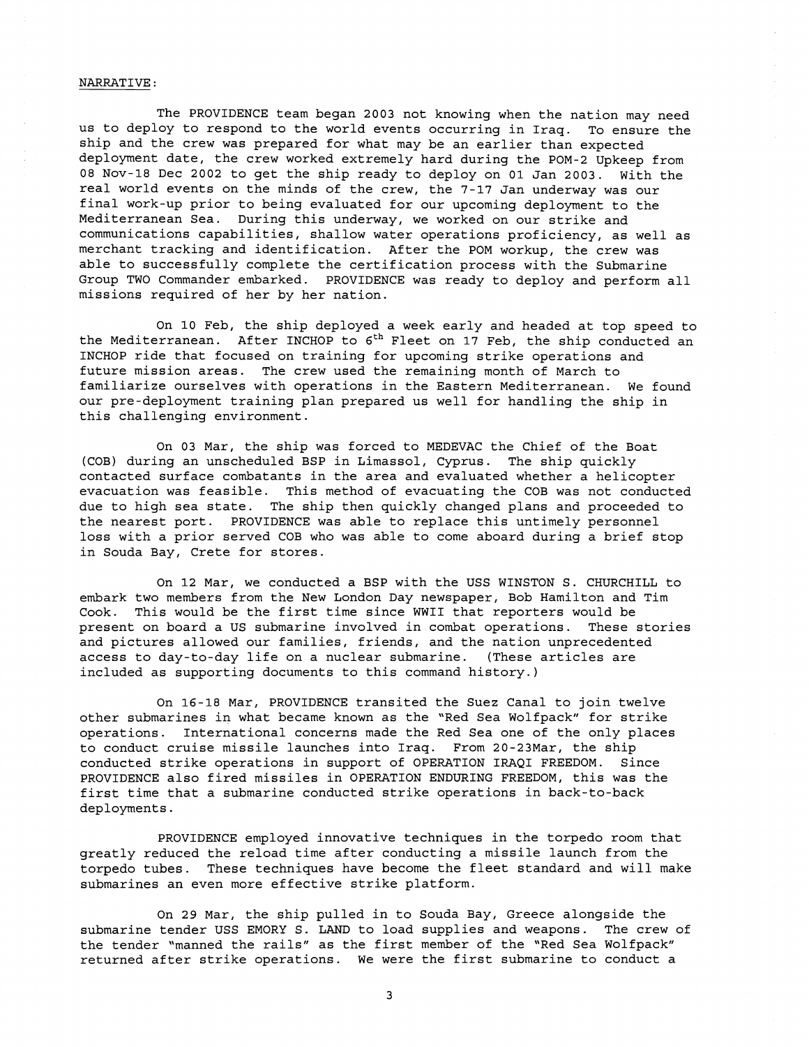NARRATIVE:

The PROVIDENCE team began 2003 not knowing when the nation may need us to deploy to respond to the world events occurring in Iraq. To ensure the ship and the crew was prepared for what may be an earlier than expected deployment date, the crew worked extremely hard during the POM-2 Upkeep from 08 Nov-18 Dec 2002 to get the ship ready to deploy on 01 Jan 2003. With the real world events on the minds of the crew, the 7-17 Jan underway was our final work-up prior to being evaluated for our upcoming deployment to the Mediterranean Sea. During this underway, we worked on our strike and communications capabilities, shallow water operations proficiency, as well as merchant tracking and identification. After the POM workup, the crew was able to successfully complete the certification process with the Submarine Group TWO Commander embarked. PROVIDENCE was ready to deploy and perform all missions required of her by her nation.

On 10 Feb, the ship deployed a week early and headed at top speed to the Mediterranean. After INCHOP to 6th Fleet on 17 Feb, the ship conducted an INCHOP ride that focused on training for upcoming strike operations and future mission areas. The crew used the remaining month of March to familiarize ourselves with operations in the Eastern Mediterranean. We found our pre-deployment training plan prepared us well for handling the ship in this challenging environment.

On 03 Mar, the ship was forced to MEDEVAC the Chief of the Boat (COB) during an unscheduled BSP in Limassol, Cyprus. The ship quickly contacted surface combatants in the area and evaluated whether a helicopter evacuation was feasible. This method of evacuating the COB was not conducted due to high sea state. The ship then quickly changed plans and proceeded to the nearest port. PROVIDENCE was able to replace this untimely personnel loss with a prior served COB who was able to come aboard during a brief stop in Souda Bay, Crete for stores.

On 12 Mar, we conducted a BSP with the USS WINSTON S. CHURCHILL to embark two members from the New London Day newspaper, Bob Hamilton and Tim Cook. This would be the first time since WWII that reporters would be present on board a US submarine involved in combat operations. These stories and pictures allowed our families, friends, and the nation unprecedented access to day-to-day life on a nuclear submarine. (These articles are included as supporting documents to this command history.)

On 16-18 Mar, PROVIDENCE transited the Suez Canal to join twelve other submarines in what became known as the "Red Sea Wolfpack" for strike operations. International concerns made the Red Sea one of the only places to conduct cruise missile launches into Iraq. From 20-23Mar, the ship conducted strike operations in support of OPERATION IRAQI FREEDOM. Since PROVIDENCE also fired missiles in OPERATION ENDURING FREEDOM, this was the first time that a submarine conducted strike operations in back-to-back deployments.

PROVIDENCE employed innovative techniques in the torpedo room that greatly reduced the reload time after conducting a missile launch from the torpedo tubes. These techniques have become the fleet standard and will make submarines an even more effective strike platform.

On 29 Mar, the ship pulled in to Souda Bay, Greece alongside the submarine tender USS EMORY S. LAND to load supplies and weapons. The crew of the tender "manned the rails" as the first member of the "Red Sea Wolfpack" returned after strike operations. We were the first submarine to conduct a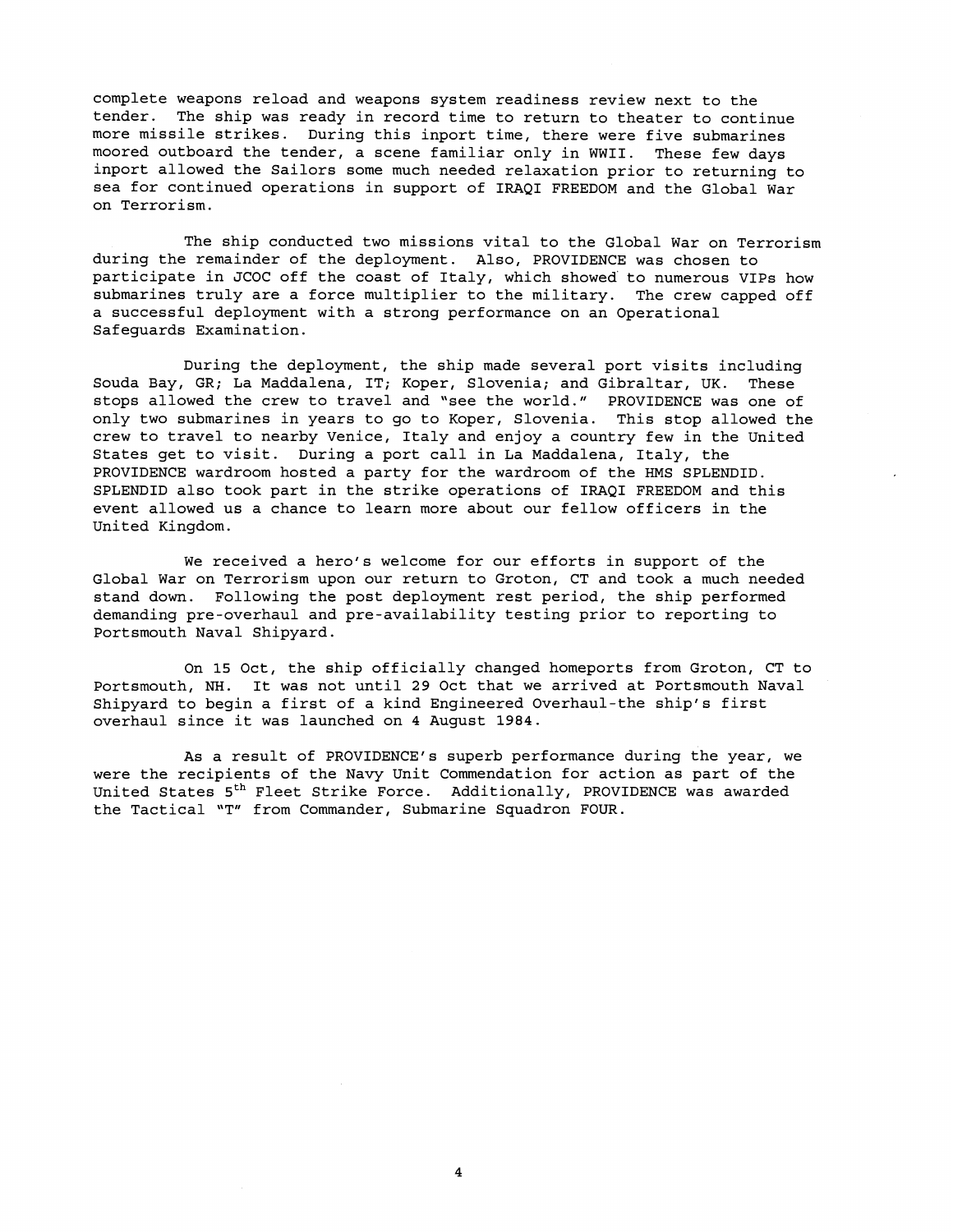complete weapons reload and weapons system readiness review next to the tender. The ship was ready in record time to return to theater to continue more missile strikes. During this inport time, there were five submarines moored outboard the tender, a scene familiar only in WWII. These few days inport allowed the Sailors some much needed relaxation prior to returning to sea for continued operations in support of IRAQI FREEDOM and the Global War on Terrorism.

The ship conducted two missions vital to the Global War on Terrorism during the remainder of the deployment. Also, PROVIDENCE was chosen to participate in JCOC off the coast of Italy, which showed to numerous VIPs how submarines truly are a force multiplier to the military. The crew capped off a successful deployment with a strong performance on an Operational Safeguards Examination.

During the deployment, the ship made several port visits including Souda Bay, GR; La Maddalena, IT; Koper, Slovenia; and Gibraltar, UK. These stops allowed the crew to travel and "see the world." PROVIDENCE was one of only two submarines in years to go to Koper, Slovenia. This stop allowed the crew to travel to nearby Venice, Italy and enjoy a country few in the United States get to visit. During a port call in La Maddalena, Italy, the PROVIDENCE wardroom hosted a party for the wardroom of the HMS SPLENDID. SPLENDID also took part in the strike operations of IRAQI FREEDOM and this event allowed us a chance to learn more about our fellow officers in the United Kingdom.

We received a hero's welcome for our efforts in support of the Global War on Terrorism upon our return to Groton, CT and took a much needed stand down. Following the post deployment rest period, the ship performed demanding pre-overhaul and pre-availability testing prior to reporting to Portsmouth Naval Shipyard.

On 15 Oct, the ship officially changed homeports from Groton, CT to Portsmouth, NH. It was not until 29 Oct that we arrived at Portsmouth Naval Shipyard to begin a first of a kind Engineered Overhaul-the ship's first overhaul since it was launched on 4 August 1984.

As a result of PROVIDENCE's superb performance during the year, we were the recipients of the Navy Unit Commendation for action as part of the United States 5th Fleet Strike Force. Additionally, PROVIDENCE was awarded the Tactical "T" from Commander, Submarine Squadron FOUR.